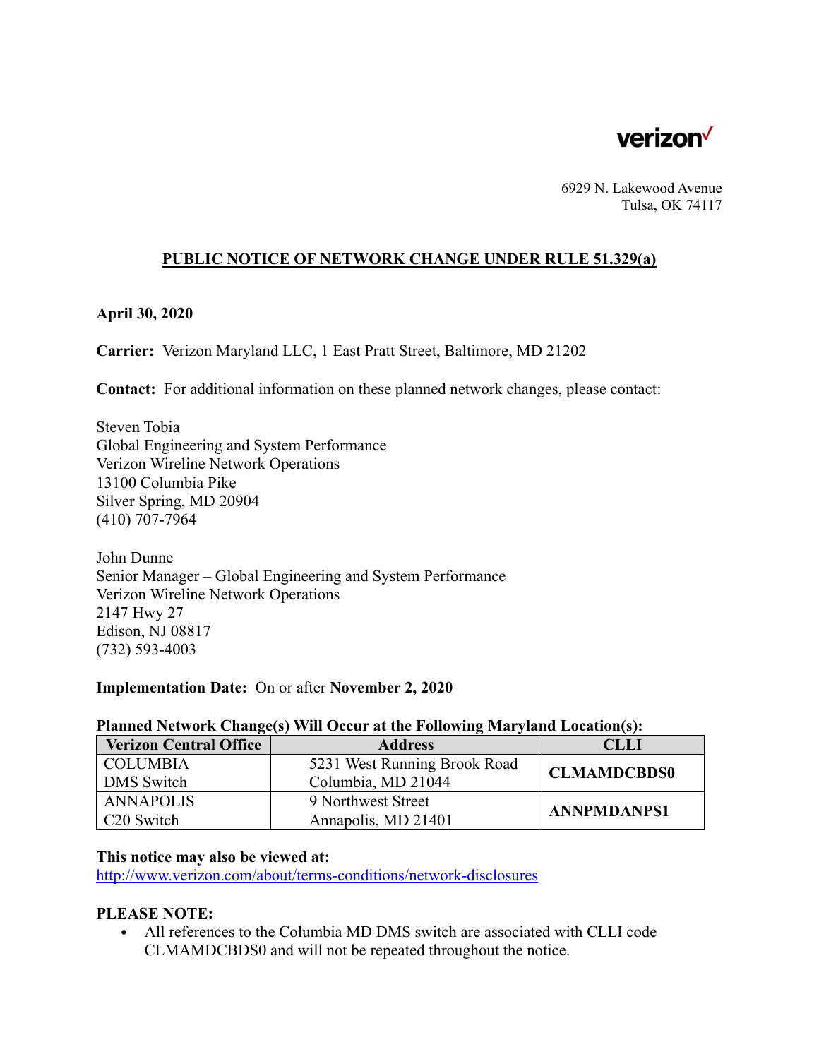verizon✓

6929 N. Lakewood Avenue
Tulsa, OK 74117

## PUBLIC NOTICE OF NETWORK CHANGE UNDER RULE 51.329(a)

**April 30, 2020**

**Carrier:** Verizon Maryland LLC, 1 East Pratt Street, Baltimore, MD 21202

**Contact:** For additional information on these planned network changes, please contact:

Steven Tobia
Global Engineering and System Performance
Verizon Wireline Network Operations
13100 Columbia Pike
Silver Spring, MD 20904
(410) 707-7964

John Dunne
Senior Manager – Global Engineering and System Performance
Verizon Wireline Network Operations
2147 Hwy 27
Edison, NJ 08817
(732) 593-4003

**Implementation Date:** On or after **November 2, 2020**

**Planned Network Change(s) Will Occur at the Following Maryland Location(s):**

| Verizon Central Office | Address | CLLI |
|---|---|---|
| COLUMBIA DMS Switch | 5231 West Running Brook Road Columbia, MD 21044 | **CLMAMDCBDS0** |
| ANNAPOLIS C20 Switch | 9 Northwest Street Annapolis, MD 21401 | **ANNPMDANPS1** |

**This notice may also be viewed at:**
http://www.verizon.com/about/terms-conditions/network-disclosures

**PLEASE NOTE:**

- All references to the Columbia MD DMS switch are associated with CLLI code CLMAMDCBDS0 and will not be repeated throughout the notice.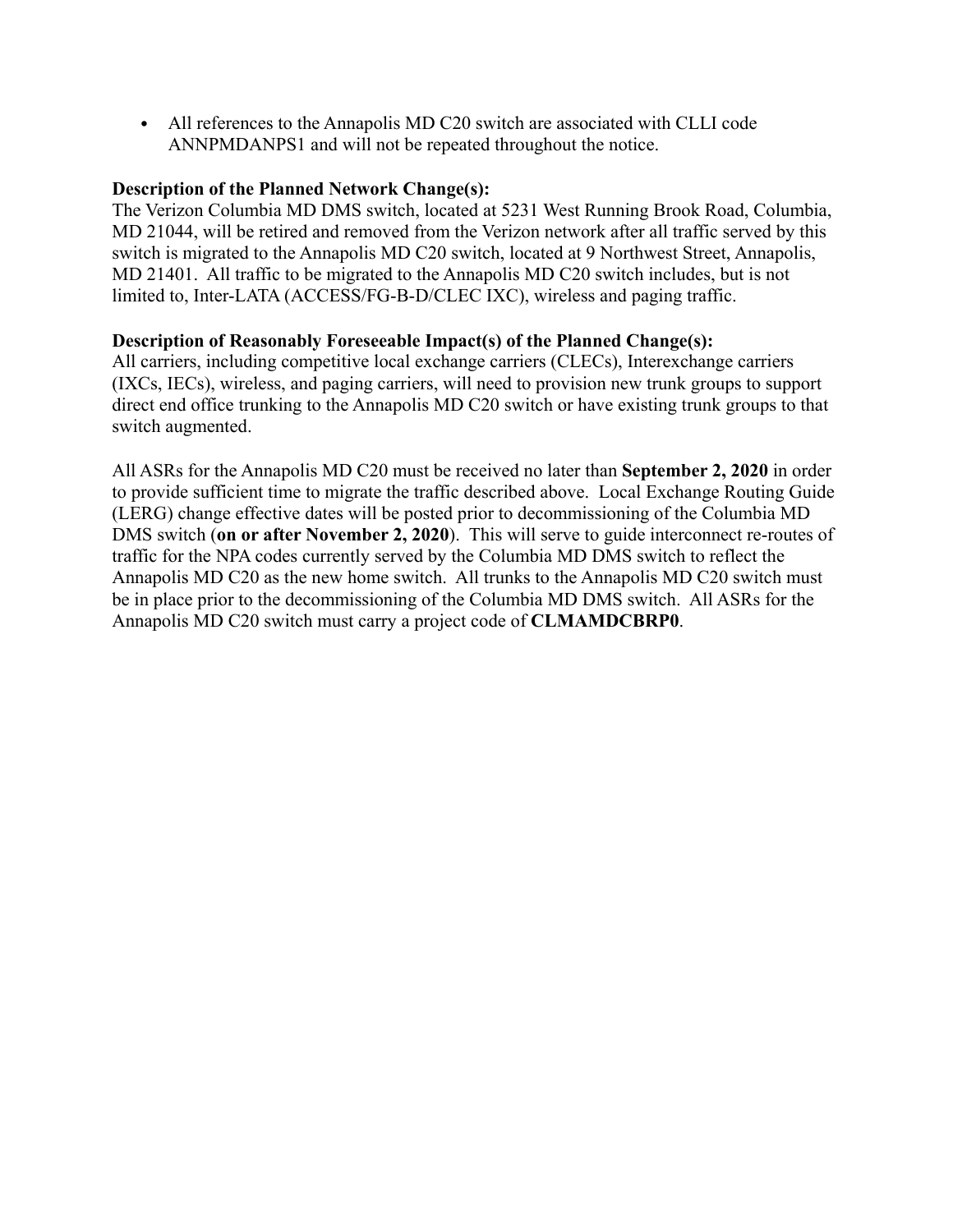- All references to the Annapolis MD C20 switch are associated with CLLI code ANNPMDANPS1 and will not be repeated throughout the notice.

**Description of the Planned Network Change(s):**
The Verizon Columbia MD DMS switch, located at 5231 West Running Brook Road, Columbia, MD 21044, will be retired and removed from the Verizon network after all traffic served by this switch is migrated to the Annapolis MD C20 switch, located at 9 Northwest Street, Annapolis, MD 21401. All traffic to be migrated to the Annapolis MD C20 switch includes, but is not limited to, Inter-LATA (ACCESS/FG-B-D/CLEC IXC), wireless and paging traffic.

**Description of Reasonably Foreseeable Impact(s) of the Planned Change(s):**
All carriers, including competitive local exchange carriers (CLECs), Interexchange carriers (IXCs, IECs), wireless, and paging carriers, will need to provision new trunk groups to support direct end office trunking to the Annapolis MD C20 switch or have existing trunk groups to that switch augmented.

All ASRs for the Annapolis MD C20 must be received no later than **September 2, 2020** in order to provide sufficient time to migrate the traffic described above. Local Exchange Routing Guide (LERG) change effective dates will be posted prior to decommissioning of the Columbia MD DMS switch (**on or after November 2, 2020**). This will serve to guide interconnect re-routes of traffic for the NPA codes currently served by the Columbia MD DMS switch to reflect the Annapolis MD C20 as the new home switch. All trunks to the Annapolis MD C20 switch must be in place prior to the decommissioning of the Columbia MD DMS switch. All ASRs for the Annapolis MD C20 switch must carry a project code of **CLMAMDCBRP0**.